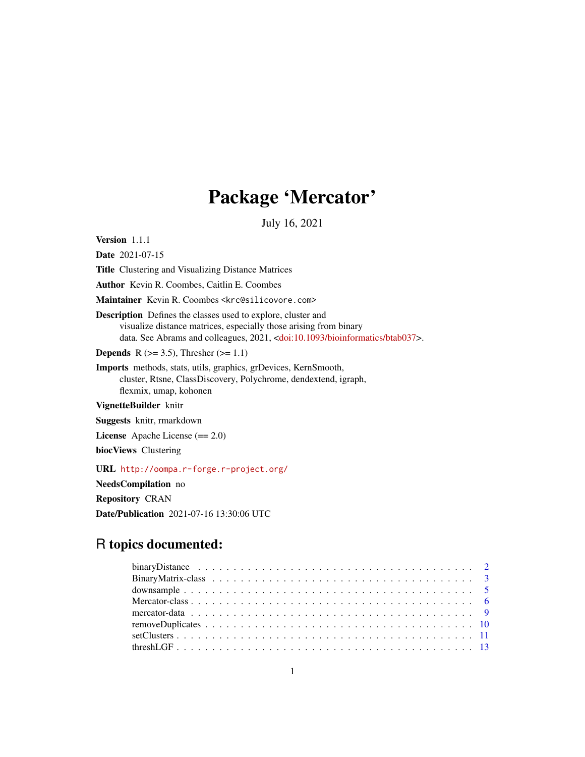# Package 'Mercator'

July 16, 2021

**Version** 1.1.1

**Date** 2021-07-15

**Title** Clustering and Visualizing Distance Matrices

**Author** Kevin R. Coombes, Caitlin E. Coombes

**Maintainer** Kevin R. Coombes <krc@silicovore.com>

**Description** Defines the classes used to explore, cluster and visualize distance matrices, especially those arising from binary data. See Abrams and colleagues, 2021, <doi:10.1093/bioinformatics/btab037>.

**Depends** R (>= 3.5), Thresher (>= 1.1)

**Imports** methods, stats, utils, graphics, grDevices, KernSmooth, cluster, Rtsne, ClassDiscovery, Polychrome, dendextend, igraph, flexmix, umap, kohonen

**VignetteBuilder** knitr

**Suggests** knitr, rmarkdown

**License** Apache License (== 2.0)

**biocViews** Clustering

**URL** http://oompa.r-forge.r-project.org/

**NeedsCompilation** no

**Repository** CRAN

**Date/Publication** 2021-07-16 13:30:06 UTC

## R topics documented:

- binaryDistance . . . . . . . . . . . . . . . . . . . . . . . . . . . . . . . . . . . . 2
- BinaryMatrix-class . . . . . . . . . . . . . . . . . . . . . . . . . . . . . . . . . . 3
- downsample . . . . . . . . . . . . . . . . . . . . . . . . . . . . . . . . . . . . . 5
- Mercator-class . . . . . . . . . . . . . . . . . . . . . . . . . . . . . . . . . . . . 6
- mercator-data . . . . . . . . . . . . . . . . . . . . . . . . . . . . . . . . . . . . 9
- removeDuplicates . . . . . . . . . . . . . . . . . . . . . . . . . . . . . . . . . . 10
- setClusters . . . . . . . . . . . . . . . . . . . . . . . . . . . . . . . . . . . . . 11
- threshLGF . . . . . . . . . . . . . . . . . . . . . . . . . . . . . . . . . . . . . . 13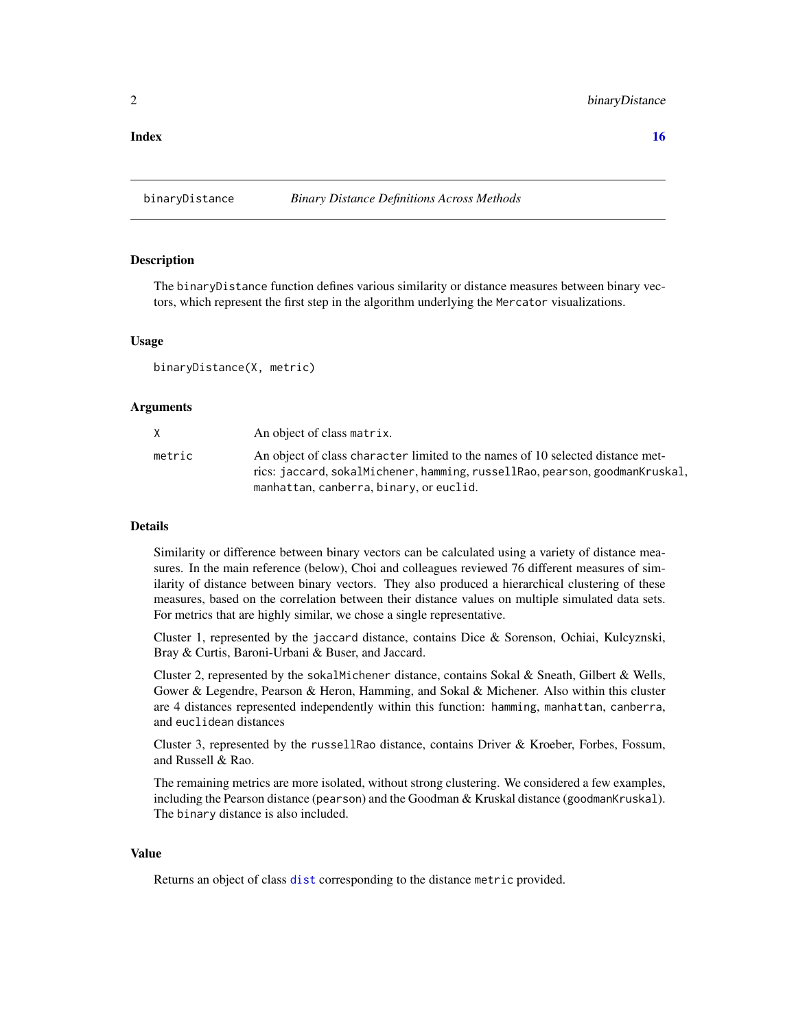**Index** **16**

---

binaryDistance *Binary Distance Definitions Across Methods*

---

## Description

The `binaryDistance` function defines various similarity or distance measures between binary vectors, which represent the first step in the algorithm underlying the `Mercator` visualizations.

## Usage

```
binaryDistance(X, metric)
```

## Arguments

| | |
|---|---|
| `X` | An object of class `matrix`. |
| `metric` | An object of class `character` limited to the names of 10 selected distance metrics: `jaccard`, `sokalMichener`, `hamming`, `russellRao`, `pearson`, `goodmanKruskal`, `manhattan`, `canberra`, `binary`, or `euclid`. |

## Details

Similarity or difference between binary vectors can be calculated using a variety of distance measures. In the main reference (below), Choi and colleagues reviewed 76 different measures of similarity of distance between binary vectors. They also produced a hierarchical clustering of these measures, based on the correlation between their distance values on multiple simulated data sets. For metrics that are highly similar, we chose a single representative.

Cluster 1, represented by the `jaccard` distance, contains Dice & Sorenson, Ochiai, Kulcyznski, Bray & Curtis, Baroni-Urbani & Buser, and Jaccard.

Cluster 2, represented by the `sokalMichener` distance, contains Sokal & Sneath, Gilbert & Wells, Gower & Legendre, Pearson & Heron, Hamming, and Sokal & Michener. Also within this cluster are 4 distances represented independently within this function: `hamming`, `manhattan`, `canberra`, and `euclidean` distances

Cluster 3, represented by the `russellRao` distance, contains Driver & Kroeber, Forbes, Fossum, and Russell & Rao.

The remaining metrics are more isolated, without strong clustering. We considered a few examples, including the Pearson distance (`pearson`) and the Goodman & Kruskal distance (`goodmanKruskal`). The `binary` distance is also included.

## Value

Returns an object of class `dist` corresponding to the distance `metric` provided.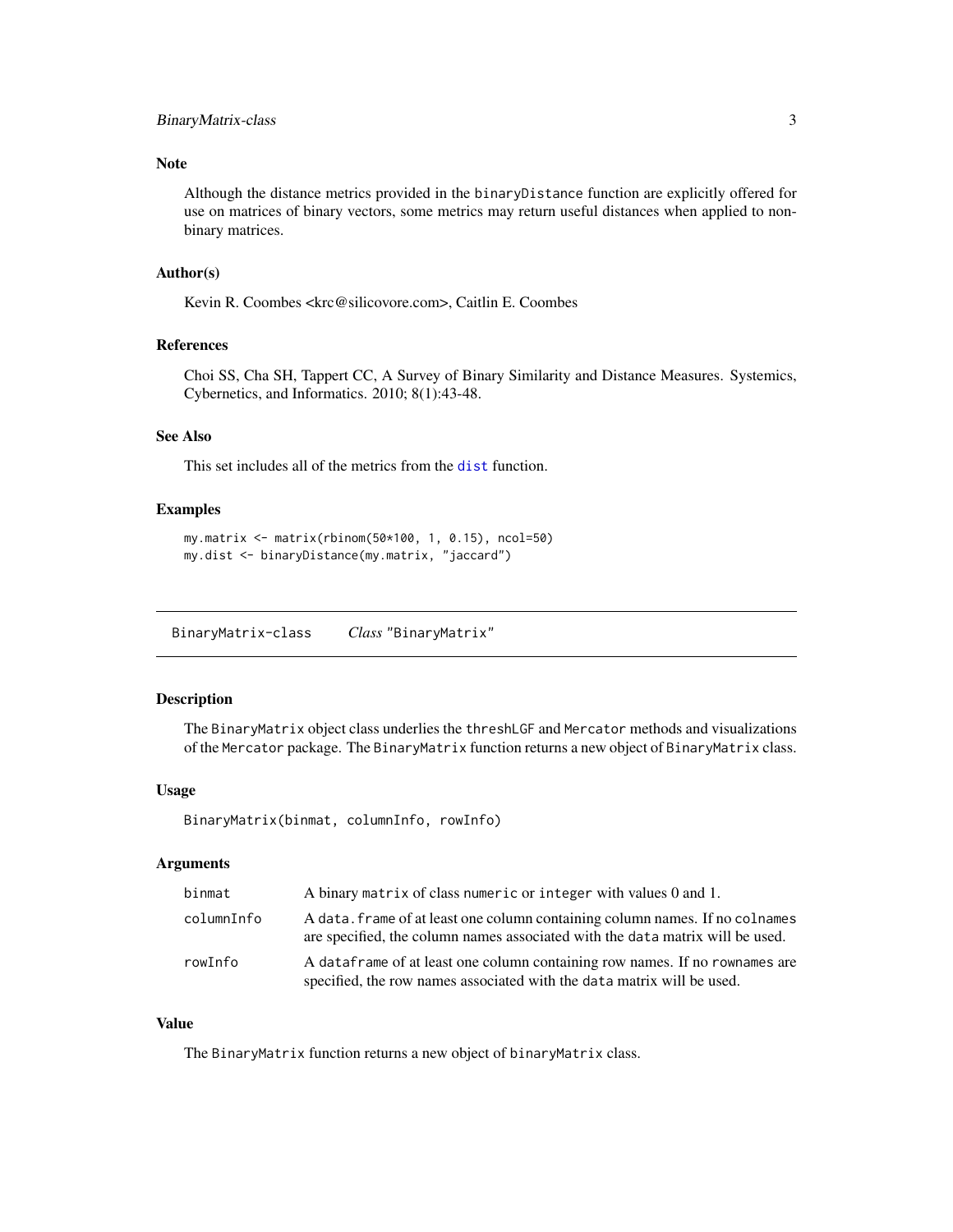### Note

Although the distance metrics provided in the binaryDistance function are explicitly offered for use on matrices of binary vectors, some metrics may return useful distances when applied to non-binary matrices.

### Author(s)

Kevin R. Coombes <krc@silicovore.com>, Caitlin E. Coombes

### References

Choi SS, Cha SH, Tappert CC, A Survey of Binary Similarity and Distance Measures. Systemics, Cybernetics, and Informatics. 2010; 8(1):43-48.

### See Also

This set includes all of the metrics from the dist function.

### Examples

```
my.matrix <- matrix(rbinom(50*100, 1, 0.15), ncol=50)
my.dist <- binaryDistance(my.matrix, "jaccard")
```

---

## BinaryMatrix-class *Class* "BinaryMatrix"

---

### Description

The BinaryMatrix object class underlies the threshLGF and Mercator methods and visualizations of the Mercator package. The BinaryMatrix function returns a new object of BinaryMatrix class.

### Usage

```
BinaryMatrix(binmat, columnInfo, rowInfo)
```

### Arguments

| | |
|---|---|
| binmat | A binary matrix of class numeric or integer with values 0 and 1. |
| columnInfo | A data.frame of at least one column containing column names. If no colnames are specified, the column names associated with the data matrix will be used. |
| rowInfo | A dataframe of at least one column containing row names. If no rownames are specified, the row names associated with the data matrix will be used. |

### Value

The BinaryMatrix function returns a new object of binaryMatrix class.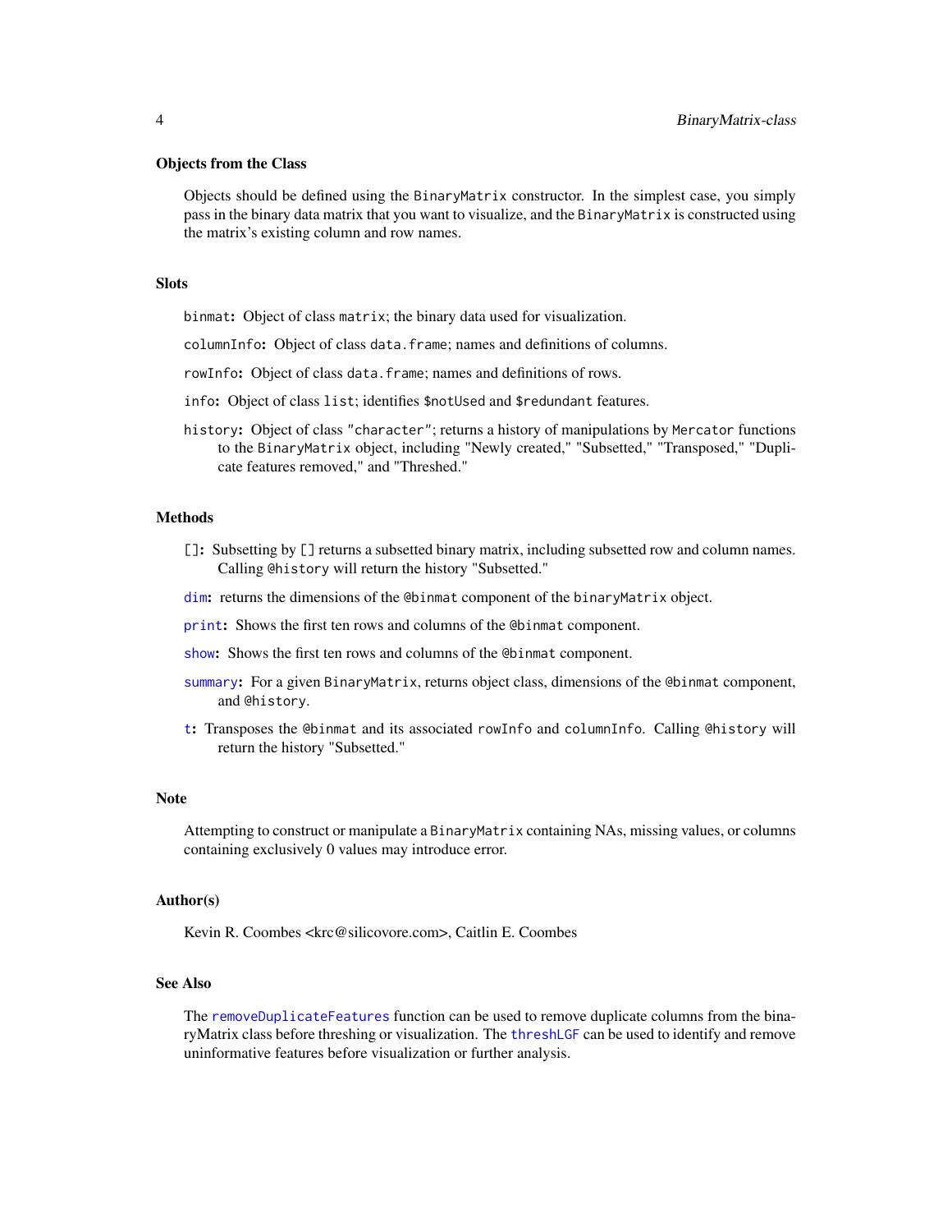### Objects from the Class

Objects should be defined using the `BinaryMatrix` constructor. In the simplest case, you simply pass in the binary data matrix that you want to visualize, and the `BinaryMatrix` is constructed using the matrix's existing column and row names.

### Slots

**`binmat`:** Object of class `matrix`; the binary data used for visualization.

**`columnInfo`:** Object of class `data.frame`; names and definitions of columns.

**`rowInfo`:** Object of class `data.frame`; names and definitions of rows.

**`info`:** Object of class `list`; identifies `$notUsed` and `$redundant` features.

**`history`:** Object of class `"character"`; returns a history of manipulations by `Mercator` functions to the `BinaryMatrix` object, including "Newly created," "Subsetted," "Transposed," "Duplicate features removed," and "Threshed."

### Methods

**`[]`:** Subsetting by `[]` returns a subsetted binary matrix, including subsetted row and column names. Calling `@history` will return the history "Subsetted."

**`dim`:** returns the dimensions of the `@binmat` component of the `binaryMatrix` object.

**`print`:** Shows the first ten rows and columns of the `@binmat` component.

**`show`:** Shows the first ten rows and columns of the `@binmat` component.

**`summary`:** For a given `BinaryMatrix`, returns object class, dimensions of the `@binmat` component, and `@history`.

**`t`:** Transposes the `@binmat` and its associated `rowInfo` and `columnInfo`. Calling `@history` will return the history "Subsetted."

### Note

Attempting to construct or manipulate a `BinaryMatrix` containing NAs, missing values, or columns containing exclusively 0 values may introduce error.

### Author(s)

Kevin R. Coombes <krc@silicovore.com>, Caitlin E. Coombes

### See Also

The `removeDuplicateFeatures` function can be used to remove duplicate columns from the binaryMatrix class before threshing or visualization. The `threshLGF` can be used to identify and remove uninformative features before visualization or further analysis.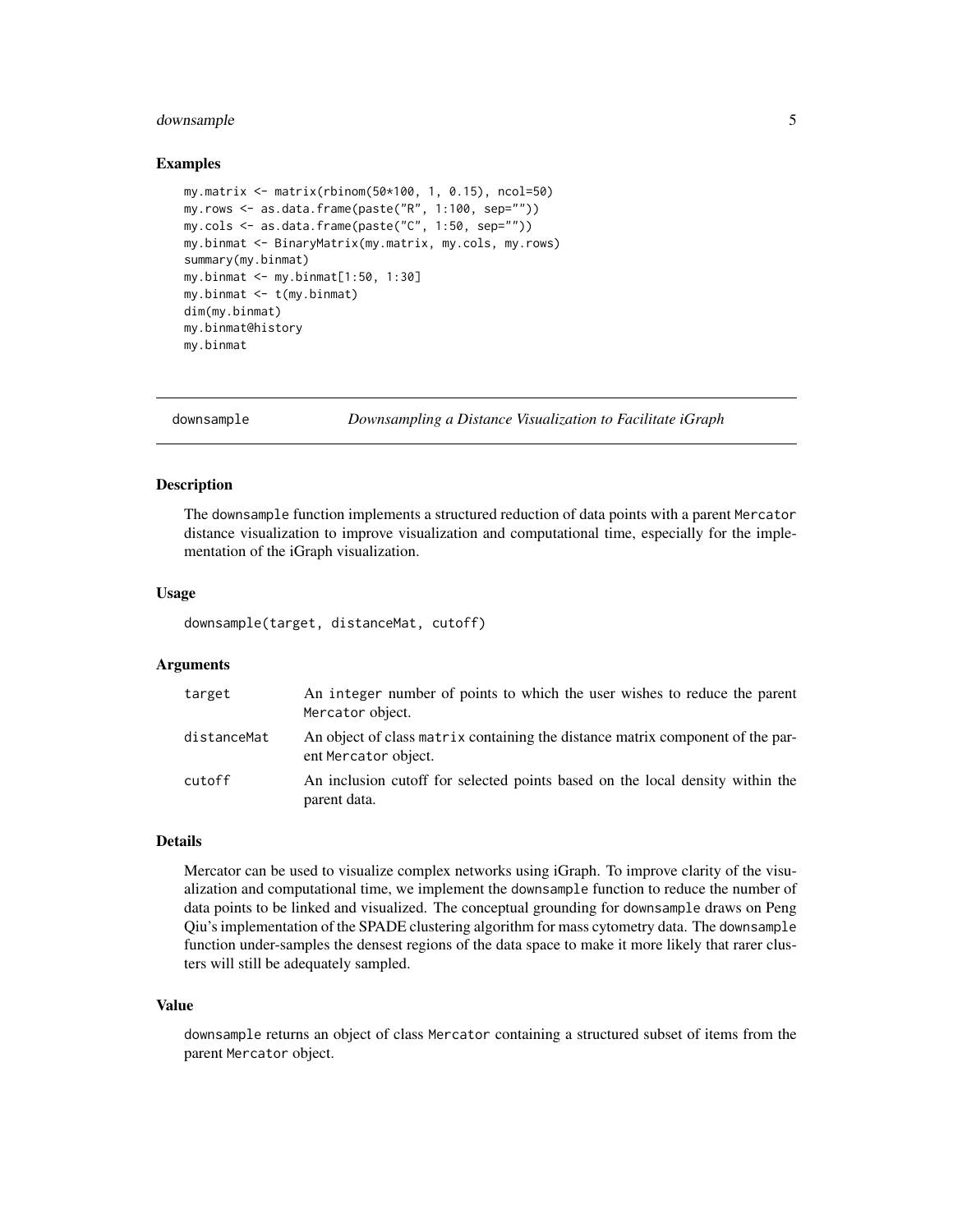### Examples

```
my.matrix <- matrix(rbinom(50*100, 1, 0.15), ncol=50)
my.rows <- as.data.frame(paste("R", 1:100, sep=""))
my.cols <- as.data.frame(paste("C", 1:50, sep=""))
my.binmat <- BinaryMatrix(my.matrix, my.cols, my.rows)
summary(my.binmat)
my.binmat <- my.binmat[1:50, 1:30]
my.binmat <- t(my.binmat)
dim(my.binmat)
my.binmat@history
my.binmat
```

---

## downsample *Downsampling a Distance Visualization to Facilitate iGraph*

---

### Description

The `downsample` function implements a structured reduction of data points with a parent `Mercator` distance visualization to improve visualization and computational time, especially for the implementation of the iGraph visualization.

### Usage

```
downsample(target, distanceMat, cutoff)
```

### Arguments

| | |
|---|---|
| `target` | An `integer` number of points to which the user wishes to reduce the parent `Mercator` object. |
| `distanceMat` | An object of class `matrix` containing the distance matrix component of the parent `Mercator` object. |
| `cutoff` | An inclusion cutoff for selected points based on the local density within the parent data. |

### Details

Mercator can be used to visualize complex networks using iGraph. To improve clarity of the visualization and computational time, we implement the `downsample` function to reduce the number of data points to be linked and visualized. The conceptual grounding for `downsample` draws on Peng Qiu's implementation of the SPADE clustering algorithm for mass cytometry data. The `downsample` function under-samples the densest regions of the data space to make it more likely that rarer clusters will still be adequately sampled.

### Value

`downsample` returns an object of class `Mercator` containing a structured subset of items from the parent `Mercator` object.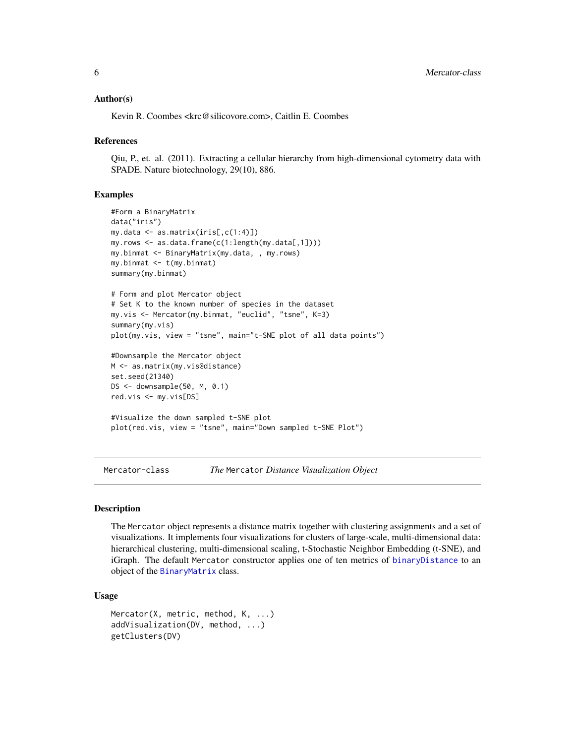### Author(s)

Kevin R. Coombes <krc@silicovore.com>, Caitlin E. Coombes

### References

Qiu, P., et. al. (2011). Extracting a cellular hierarchy from high-dimensional cytometry data with SPADE. Nature biotechnology, 29(10), 886.

### Examples

```
#Form a BinaryMatrix
data("iris")
my.data <- as.matrix(iris[,c(1:4)])
my.rows <- as.data.frame(c(1:length(my.data[,1])))
my.binmat <- BinaryMatrix(my.data, , my.rows)
my.binmat <- t(my.binmat)
summary(my.binmat)

# Form and plot Mercator object
# Set K to the known number of species in the dataset
my.vis <- Mercator(my.binmat, "euclid", "tsne", K=3)
summary(my.vis)
plot(my.vis, view = "tsne", main="t-SNE plot of all data points")

#Downsample the Mercator object
M <- as.matrix(my.vis@distance)
set.seed(21340)
DS <- downsample(50, M, 0.1)
red.vis <- my.vis[DS]

#Visualize the down sampled t-SNE plot
plot(red.vis, view = "tsne", main="Down sampled t-SNE Plot")
```

---

## Mercator-class — *The* `Mercator` *Distance Visualization Object*

### Description

The `Mercator` object represents a distance matrix together with clustering assignments and a set of visualizations. It implements four visualizations for clusters of large-scale, multi-dimensional data: hierarchical clustering, multi-dimensional scaling, t-Stochastic Neighbor Embedding (t-SNE), and iGraph. The default `Mercator` constructor applies one of ten metrics of `binaryDistance` to an object of the `BinaryMatrix` class.

### Usage

```
Mercator(X, metric, method, K, ...)
addVisualization(DV, method, ...)
getClusters(DV)
```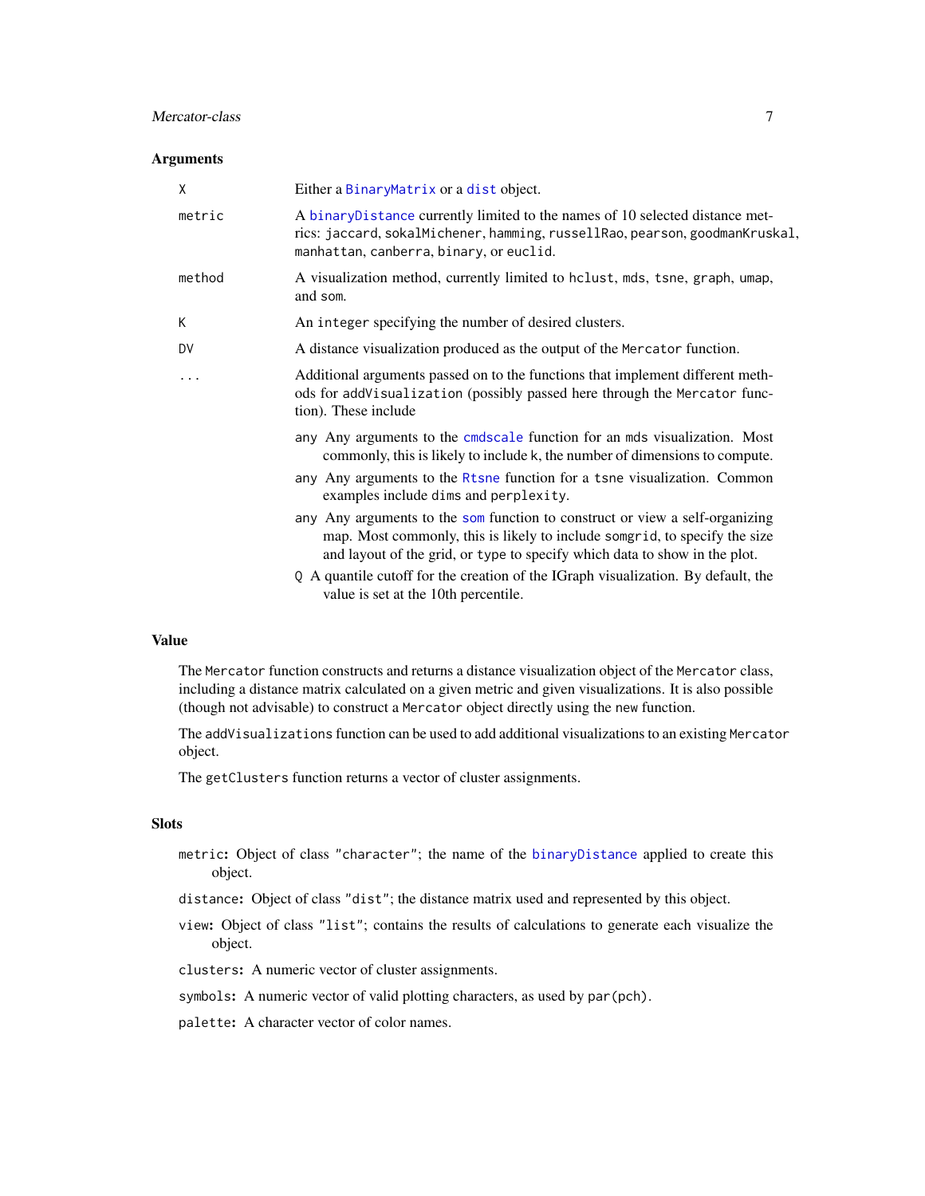## Arguments

| | |
|---|---|
| `X` | Either a `BinaryMatrix` or a `dist` object. |
| `metric` | A `binaryDistance` currently limited to the names of 10 selected distance metrics: `jaccard`, `sokalMichener`, `hamming`, `russellRao`, `pearson`, `goodmanKruskal`, `manhattan`, `canberra`, `binary`, or `euclid`. |
| `method` | A visualization method, currently limited to `hclust`, `mds`, `tsne`, `graph`, `umap`, and `som`. |
| `K` | An `integer` specifying the number of desired clusters. |
| `DV` | A distance visualization produced as the output of the `Mercator` function. |
| `...` | Additional arguments passed on to the functions that implement different methods for `addVisualization` (possibly passed here through the `Mercator` function). These include |

- `any` Any arguments to the `cmdscale` function for an `mds` visualization. Most commonly, this is likely to include `k`, the number of dimensions to compute.
- `any` Any arguments to the `Rtsne` function for a `tsne` visualization. Common examples include `dims` and `perplexity`.
- `any` Any arguments to the `som` function to construct or view a self-organizing map. Most commonly, this is likely to include `somgrid`, to specify the size and layout of the grid, or `type` to specify which data to show in the plot.
- `Q` A quantile cutoff for the creation of the IGraph visualization. By default, the value is set at the 10th percentile.

## Value

The `Mercator` function constructs and returns a distance visualization object of the `Mercator` class, including a distance matrix calculated on a given metric and given visualizations. It is also possible (though not advisable) to construct a `Mercator` object directly using the `new` function.

The `addVisualizations` function can be used to add additional visualizations to an existing `Mercator` object.

The `getClusters` function returns a vector of cluster assignments.

## Slots

- `metric`: Object of class `"character"`; the name of the `binaryDistance` applied to create this object.
- `distance`: Object of class `"dist"`; the distance matrix used and represented by this object.
- `view`: Object of class `"list"`; contains the results of calculations to generate each visualize the object.
- `clusters`: A numeric vector of cluster assignments.
- `symbols`: A numeric vector of valid plotting characters, as used by `par(pch)`.
- `palette`: A character vector of color names.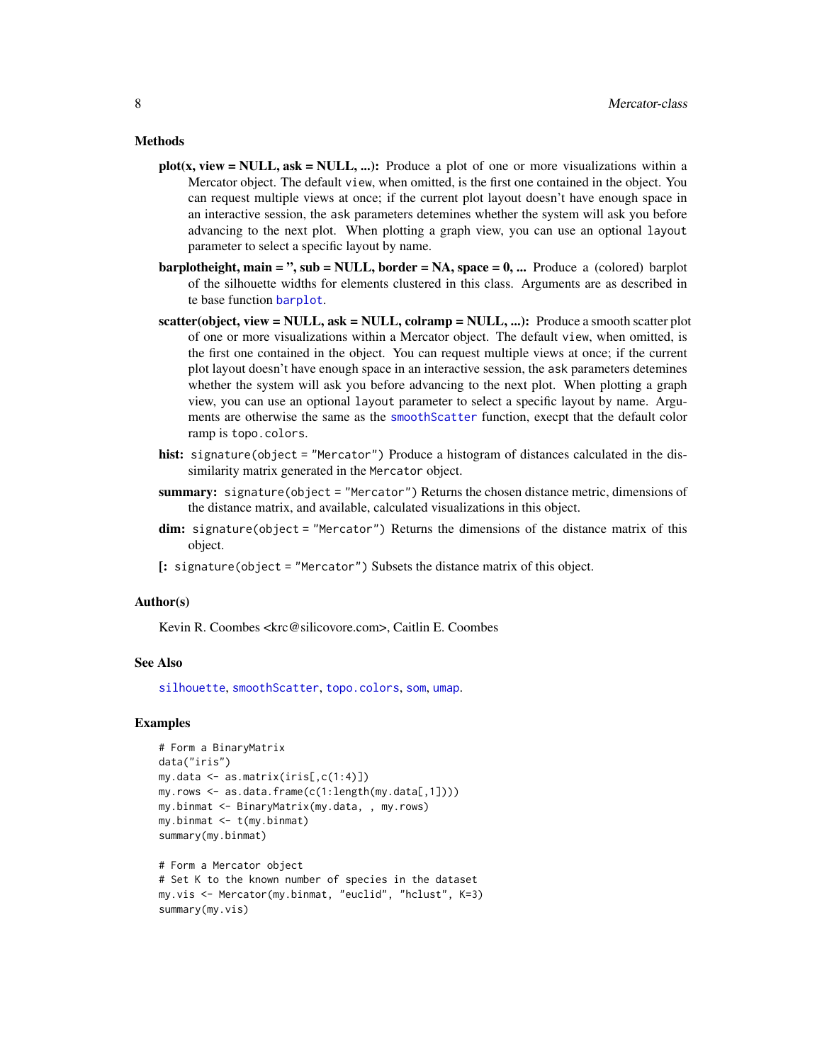## Methods

**plot(x, view = NULL, ask = NULL, ...):** Produce a plot of one or more visualizations within a Mercator object. The default `view`, when omitted, is the first one contained in the object. You can request multiple views at once; if the current plot layout doesn't have enough space in an interactive session, the `ask` parameters detemines whether the system will ask you before advancing to the next plot. When plotting a graph view, you can use an optional `layout` parameter to select a specific layout by name.

**barplotheight, main = '', sub = NULL, border = NA, space = 0, ...** Produce a (colored) barplot of the silhouette widths for elements clustered in this class. Arguments are as described in te base function `barplot`.

**scatter(object, view = NULL, ask = NULL, colramp = NULL, ...):** Produce a smooth scatter plot of one or more visualizations within a Mercator object. The default `view`, when omitted, is the first one contained in the object. You can request multiple views at once; if the current plot layout doesn't have enough space in an interactive session, the `ask` parameters detemines whether the system will ask you before advancing to the next plot. When plotting a graph view, you can use an optional `layout` parameter to select a specific layout by name. Arguments are otherwise the same as the `smoothScatter` function, execpt that the default color ramp is `topo.colors`.

**hist:** `signature(object = "Mercator")` Produce a histogram of distances calculated in the dissimilarity matrix generated in the `Mercator` object.

**summary:** `signature(object = "Mercator")` Returns the chosen distance metric, dimensions of the distance matrix, and available, calculated visualizations in this object.

**dim:** `signature(object = "Mercator")` Returns the dimensions of the distance matrix of this object.

**[:** `signature(object = "Mercator")` Subsets the distance matrix of this object.

## Author(s)

Kevin R. Coombes <krc@silicovore.com>, Caitlin E. Coombes

## See Also

`silhouette`, `smoothScatter`, `topo.colors`, `som`, `umap`.

## Examples

```
# Form a BinaryMatrix
data("iris")
my.data <- as.matrix(iris[,c(1:4)])
my.rows <- as.data.frame(c(1:length(my.data[,1])))
my.binmat <- BinaryMatrix(my.data, , my.rows)
my.binmat <- t(my.binmat)
summary(my.binmat)

# Form a Mercator object
# Set K to the known number of species in the dataset
my.vis <- Mercator(my.binmat, "euclid", "hclust", K=3)
summary(my.vis)
```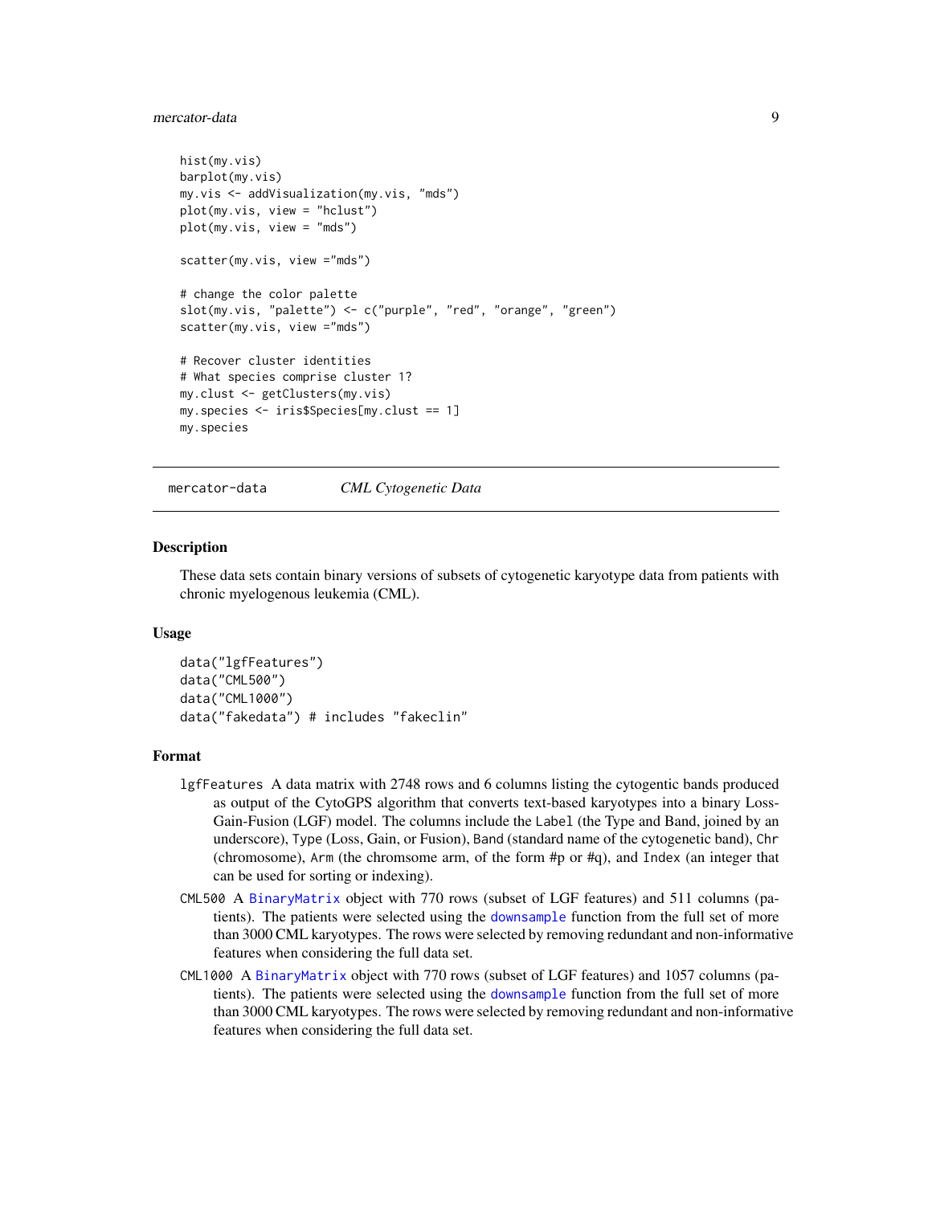```
hist(my.vis)
barplot(my.vis)
my.vis <- addVisualization(my.vis, "mds")
plot(my.vis, view = "hclust")
plot(my.vis, view = "mds")

scatter(my.vis, view ="mds")

# change the color palette
slot(my.vis, "palette") <- c("purple", "red", "orange", "green")
scatter(my.vis, view ="mds")

# Recover cluster identities
# What species comprise cluster 1?
my.clust <- getClusters(my.vis)
my.species <- iris$Species[my.clust == 1]
my.species
```

---

## mercator-data — *CML Cytogenetic Data*

### Description

These data sets contain binary versions of subsets of cytogenetic karyotype data from patients with chronic myelogenous leukemia (CML).

### Usage

```
data("lgfFeatures")
data("CML500")
data("CML1000")
data("fakedata") # includes "fakeclin"
```

### Format

- `lgfFeatures` A data matrix with 2748 rows and 6 columns listing the cytogentic bands produced as output of the CytoGPS algorithm that converts text-based karyotypes into a binary Loss-Gain-Fusion (LGF) model. The columns include the `Label` (the Type and Band, joined by an underscore), `Type` (Loss, Gain, or Fusion), `Band` (standard name of the cytogenetic band), `Chr` (chromosome), `Arm` (the chromsome arm, of the form #p or #q), and `Index` (an integer that can be used for sorting or indexing).
- `CML500` A `BinaryMatrix` object with 770 rows (subset of LGF features) and 511 columns (patients). The patients were selected using the `downsample` function from the full set of more than 3000 CML karyotypes. The rows were selected by removing redundant and non-informative features when considering the full data set.
- `CML1000` A `BinaryMatrix` object with 770 rows (subset of LGF features) and 1057 columns (patients). The patients were selected using the `downsample` function from the full set of more than 3000 CML karyotypes. The rows were selected by removing redundant and non-informative features when considering the full data set.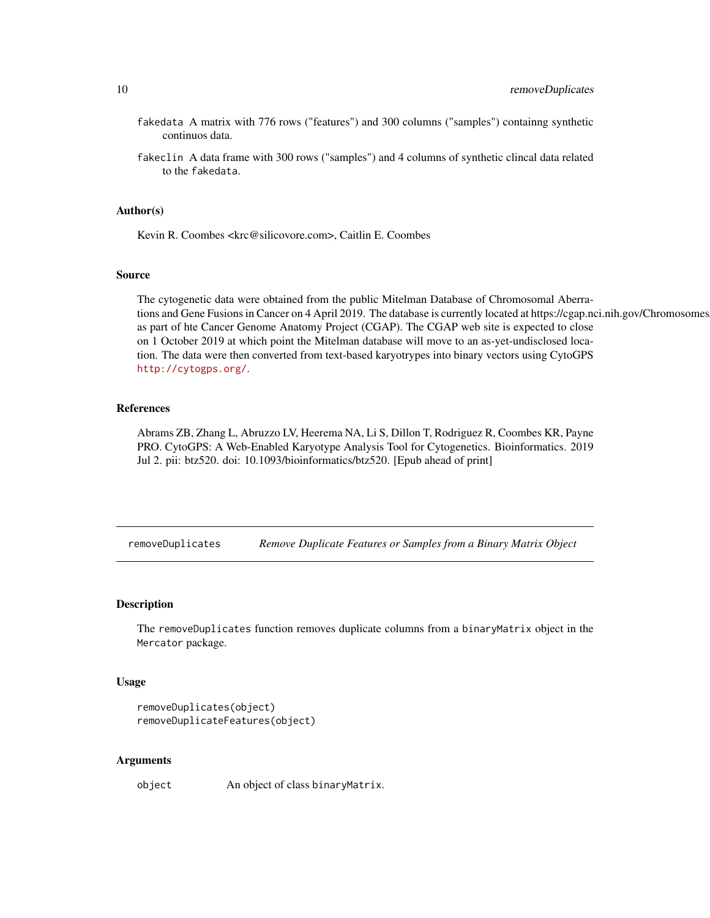fakedata A matrix with 776 rows ("features") and 300 columns ("samples") containng synthetic continuos data.

fakeclin A data frame with 300 rows ("samples") and 4 columns of synthetic clincal data related to the fakedata.

### Author(s)

Kevin R. Coombes <krc@silicovore.com>, Caitlin E. Coombes

### Source

The cytogenetic data were obtained from the public Mitelman Database of Chromosomal Aberrations and Gene Fusions in Cancer on 4 April 2019. The database is currently located at https://cgap.nci.nih.gov/Chromosomes as part of hte Cancer Genome Anatomy Project (CGAP). The CGAP web site is expected to close on 1 October 2019 at which point the Mitelman database will move to an as-yet-undisclosed location. The data were then converted from text-based karyotrypes into binary vectors using CytoGPS http://cytogps.org/.

### References

Abrams ZB, Zhang L, Abruzzo LV, Heerema NA, Li S, Dillon T, Rodriguez R, Coombes KR, Payne PRO. CytoGPS: A Web-Enabled Karyotype Analysis Tool for Cytogenetics. Bioinformatics. 2019 Jul 2. pii: btz520. doi: 10.1093/bioinformatics/btz520. [Epub ahead of print]

---

## removeDuplicates — *Remove Duplicate Features or Samples from a Binary Matrix Object*

### Description

The removeDuplicates function removes duplicate columns from a binaryMatrix object in the Mercator package.

### Usage

```
removeDuplicates(object)
removeDuplicateFeatures(object)
```

### Arguments

object An object of class binaryMatrix.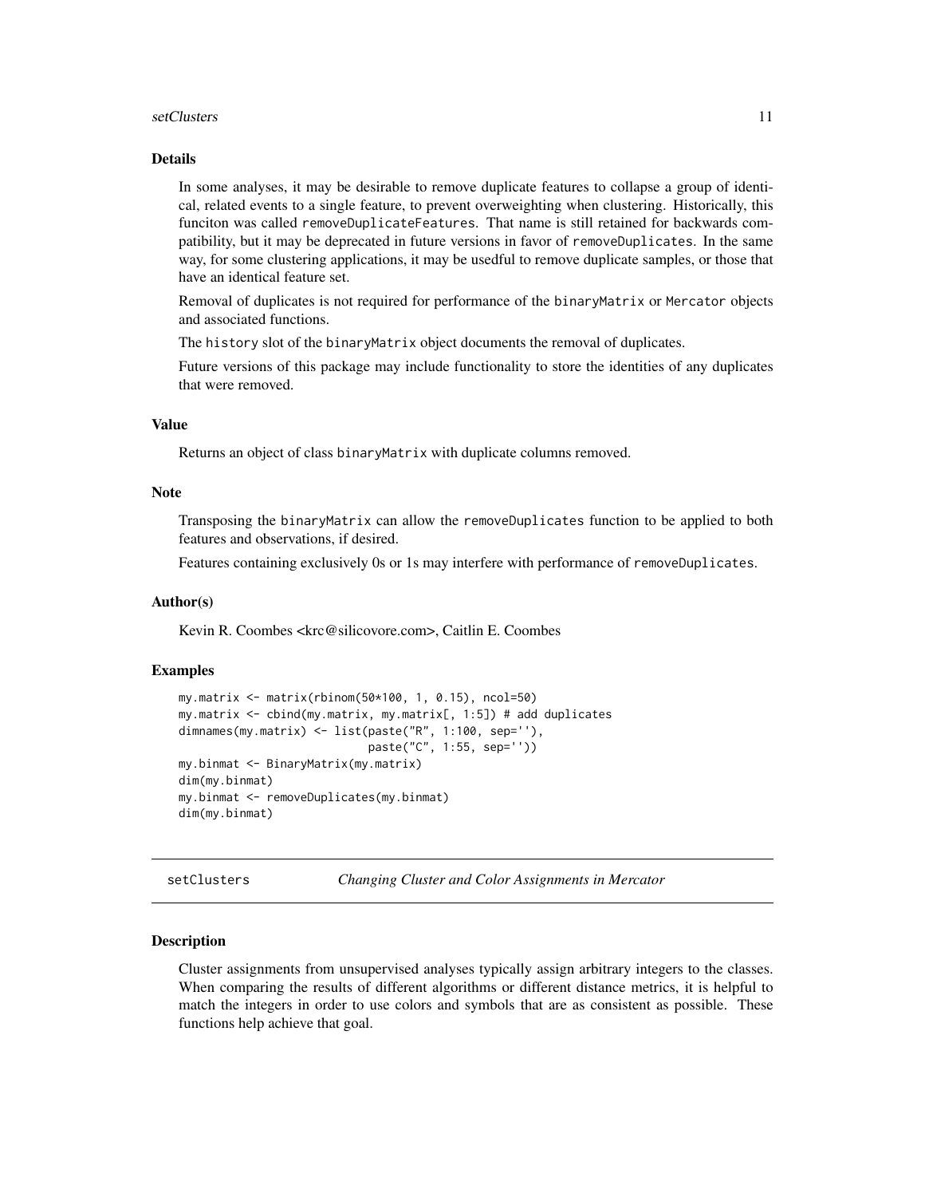## Details

In some analyses, it may be desirable to remove duplicate features to collapse a group of identical, related events to a single feature, to prevent overweighting when clustering. Historically, this funciton was called `removeDuplicateFeatures`. That name is still retained for backwards compatibility, but it may be deprecated in future versions in favor of `removeDuplicates`. In the same way, for some clustering applications, it may be usedful to remove duplicate samples, or those that have an identical feature set.

Removal of duplicates is not required for performance of the `binaryMatrix` or `Mercator` objects and associated functions.

The `history` slot of the `binaryMatrix` object documents the removal of duplicates.

Future versions of this package may include functionality to store the identities of any duplicates that were removed.

## Value

Returns an object of class `binaryMatrix` with duplicate columns removed.

## Note

Transposing the `binaryMatrix` can allow the `removeDuplicates` function to be applied to both features and observations, if desired.

Features containing exclusively 0s or 1s may interfere with performance of `removeDuplicates`.

## Author(s)

Kevin R. Coombes <krc@silicovore.com>, Caitlin E. Coombes

## Examples

```
my.matrix <- matrix(rbinom(50*100, 1, 0.15), ncol=50)
my.matrix <- cbind(my.matrix, my.matrix[, 1:5]) # add duplicates
dimnames(my.matrix) <- list(paste("R", 1:100, sep=''),
                            paste("C", 1:55, sep=''))
my.binmat <- BinaryMatrix(my.matrix)
dim(my.binmat)
my.binmat <- removeDuplicates(my.binmat)
dim(my.binmat)
```

---

# setClusters — *Changing Cluster and Color Assignments in Mercator*

## Description

Cluster assignments from unsupervised analyses typically assign arbitrary integers to the classes. When comparing the results of different algorithms or different distance metrics, it is helpful to match the integers in order to use colors and symbols that are as consistent as possible. These functions help achieve that goal.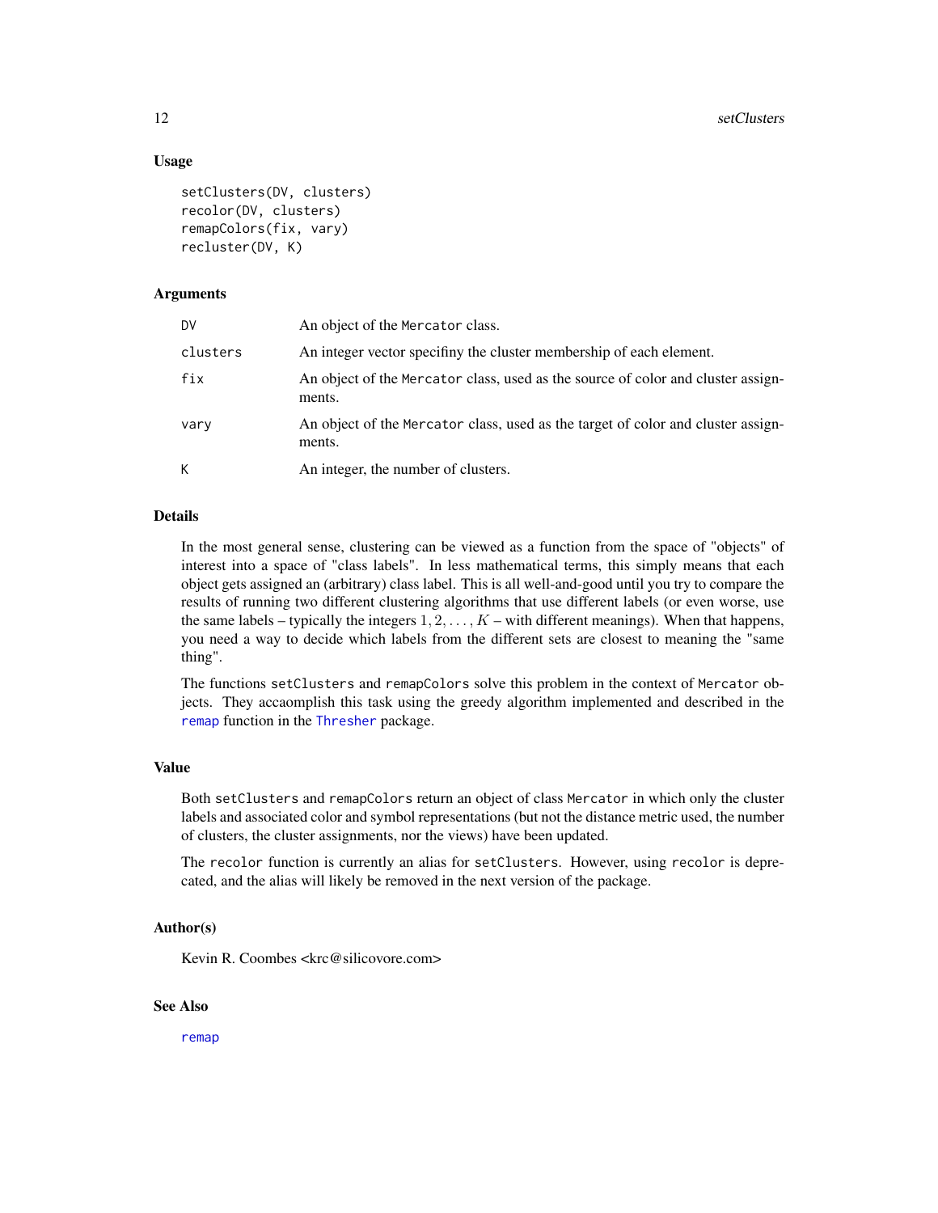## Usage

```
setClusters(DV, clusters)
recolor(DV, clusters)
remapColors(fix, vary)
recluster(DV, K)
```

## Arguments

| | |
|---|---|
| DV | An object of the Mercator class. |
| clusters | An integer vector specifiny the cluster membership of each element. |
| fix | An object of the Mercator class, used as the source of color and cluster assignments. |
| vary | An object of the Mercator class, used as the target of color and cluster assignments. |
| K | An integer, the number of clusters. |

## Details

In the most general sense, clustering can be viewed as a function from the space of "objects" of interest into a space of "class labels". In less mathematical terms, this simply means that each object gets assigned an (arbitrary) class label. This is all well-and-good until you try to compare the results of running two different clustering algorithms that use different labels (or even worse, use the same labels – typically the integers $1, 2, \ldots, K$ – with different meanings). When that happens, you need a way to decide which labels from the different sets are closest to meaning the "same thing".

The functions `setClusters` and `remapColors` solve this problem in the context of `Mercator` objects. They accaomplish this task using the greedy algorithm implemented and described in the `remap` function in the `Thresher` package.

## Value

Both `setClusters` and `remapColors` return an object of class `Mercator` in which only the cluster labels and associated color and symbol representations (but not the distance metric used, the number of clusters, the cluster assignments, nor the views) have been updated.

The `recolor` function is currently an alias for `setClusters`. However, using `recolor` is deprecated, and the alias will likely be removed in the next version of the package.

## Author(s)

Kevin R. Coombes <krc@silicovore.com>

## See Also

`remap`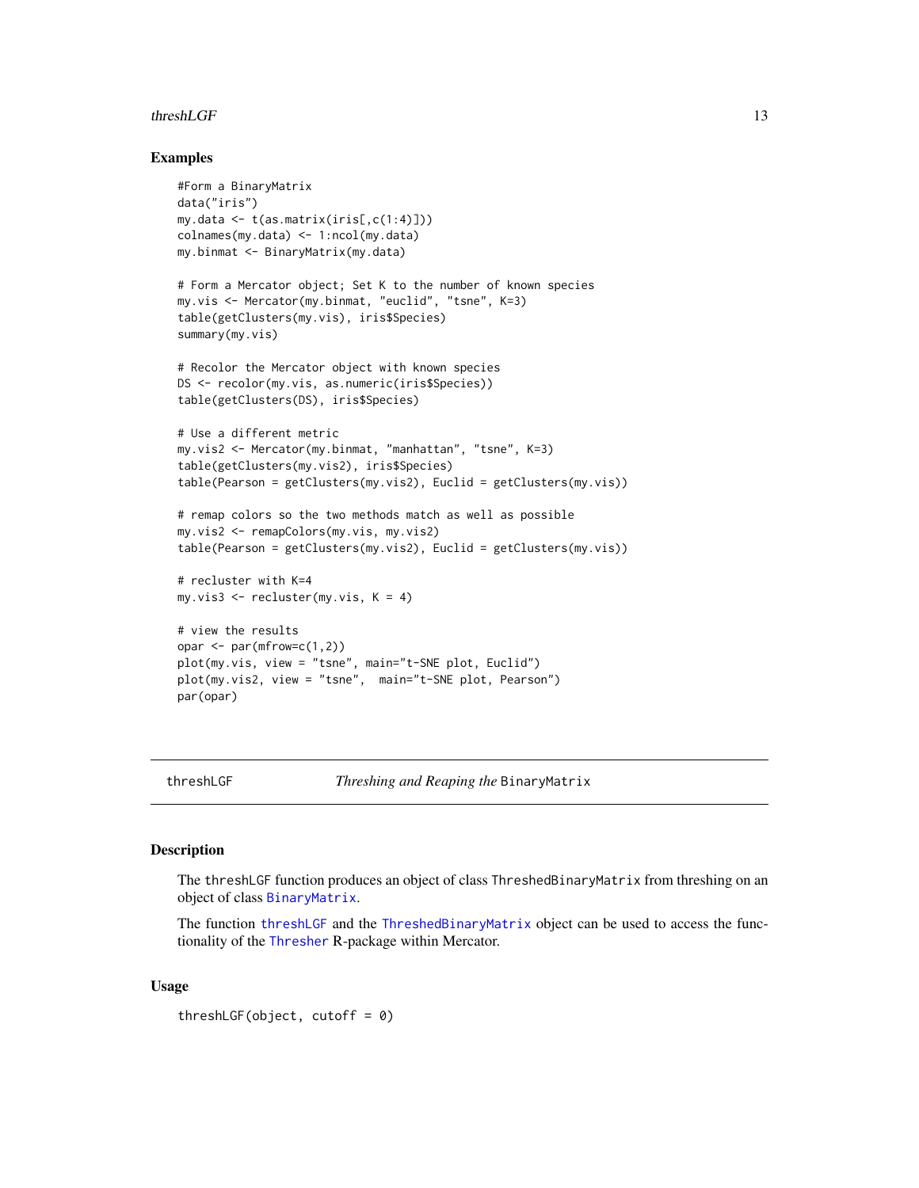### Examples

```
#Form a BinaryMatrix
data("iris")
my.data <- t(as.matrix(iris[,c(1:4)]))
colnames(my.data) <- 1:ncol(my.data)
my.binmat <- BinaryMatrix(my.data)

# Form a Mercator object; Set K to the number of known species
my.vis <- Mercator(my.binmat, "euclid", "tsne", K=3)
table(getClusters(my.vis), iris$Species)
summary(my.vis)

# Recolor the Mercator object with known species
DS <- recolor(my.vis, as.numeric(iris$Species))
table(getClusters(DS), iris$Species)

# Use a different metric
my.vis2 <- Mercator(my.binmat, "manhattan", "tsne", K=3)
table(getClusters(my.vis2), iris$Species)
table(Pearson = getClusters(my.vis2), Euclid = getClusters(my.vis))

# remap colors so the two methods match as well as possible
my.vis2 <- remapColors(my.vis, my.vis2)
table(Pearson = getClusters(my.vis2), Euclid = getClusters(my.vis))

# recluster with K=4
my.vis3 <- recluster(my.vis, K = 4)

# view the results
opar <- par(mfrow=c(1,2))
plot(my.vis, view = "tsne", main="t-SNE plot, Euclid")
plot(my.vis2, view = "tsne",  main="t-SNE plot, Pearson")
par(opar)
```

---

## threshLGF — *Threshing and Reaping the* BinaryMatrix

### Description

The threshLGF function produces an object of class ThreshedBinaryMatrix from threshing on an object of class BinaryMatrix.

The function threshLGF and the ThreshedBinaryMatrix object can be used to access the functionality of the Thresher R-package within Mercator.

### Usage

```
threshLGF(object, cutoff = 0)
```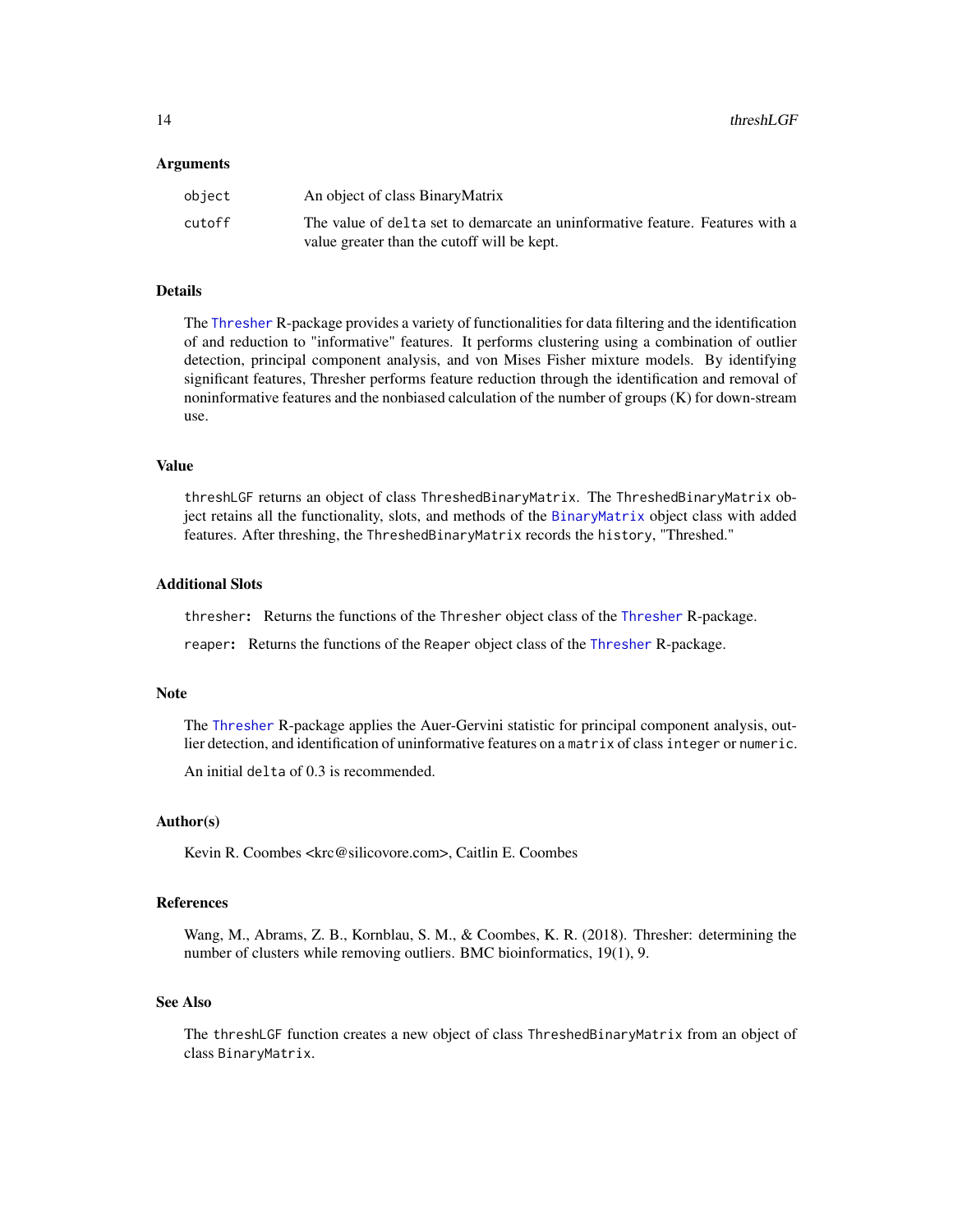### Arguments

| | |
|---|---|
| `object` | An object of class BinaryMatrix |
| `cutoff` | The value of `delta` set to demarcate an uninformative feature. Features with a value greater than the cutoff will be kept. |

### Details

The Thresher R-package provides a variety of functionalities for data filtering and the identification of and reduction to "informative" features. It performs clustering using a combination of outlier detection, principal component analysis, and von Mises Fisher mixture models. By identifying significant features, Thresher performs feature reduction through the identification and removal of noninformative features and the nonbiased calculation of the number of groups (K) for down-stream use.

### Value

`threshLGF` returns an object of class `ThreshedBinaryMatrix`. The `ThreshedBinaryMatrix` object retains all the functionality, slots, and methods of the `BinaryMatrix` object class with added features. After threshing, the `ThreshedBinaryMatrix` records the `history`, "Threshed."

### Additional Slots

**`thresher`:** Returns the functions of the `Thresher` object class of the Thresher R-package.

**`reaper`:** Returns the functions of the `Reaper` object class of the Thresher R-package.

### Note

The Thresher R-package applies the Auer-Gervini statistic for principal component analysis, outlier detection, and identification of uninformative features on a `matrix` of class `integer` or `numeric`.

An initial `delta` of 0.3 is recommended.

### Author(s)

Kevin R. Coombes <krc@silicovore.com>, Caitlin E. Coombes

### References

Wang, M., Abrams, Z. B., Kornblau, S. M., & Coombes, K. R. (2018). Thresher: determining the number of clusters while removing outliers. BMC bioinformatics, 19(1), 9.

### See Also

The `threshLGF` function creates a new object of class `ThreshedBinaryMatrix` from an object of class `BinaryMatrix`.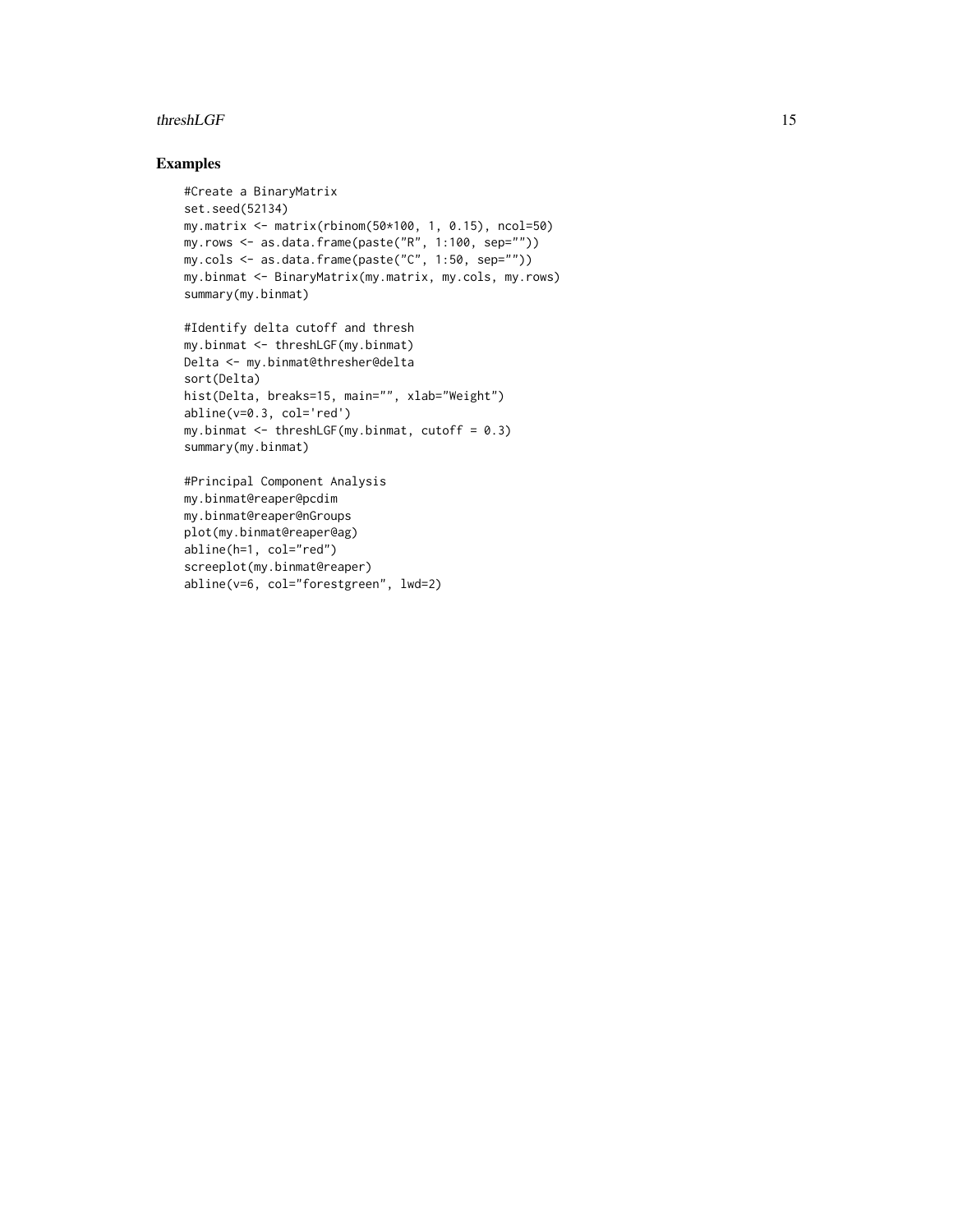## Examples

```
#Create a BinaryMatrix
set.seed(52134)
my.matrix <- matrix(rbinom(50*100, 1, 0.15), ncol=50)
my.rows <- as.data.frame(paste("R", 1:100, sep=""))
my.cols <- as.data.frame(paste("C", 1:50, sep=""))
my.binmat <- BinaryMatrix(my.matrix, my.cols, my.rows)
summary(my.binmat)

#Identify delta cutoff and thresh
my.binmat <- threshLGF(my.binmat)
Delta <- my.binmat@thresher@delta
sort(Delta)
hist(Delta, breaks=15, main="", xlab="Weight")
abline(v=0.3, col='red')
my.binmat <- threshLGF(my.binmat, cutoff = 0.3)
summary(my.binmat)

#Principal Component Analysis
my.binmat@reaper@pcdim
my.binmat@reaper@nGroups
plot(my.binmat@reaper@ag)
abline(h=1, col="red")
screeplot(my.binmat@reaper)
abline(v=6, col="forestgreen", lwd=2)
```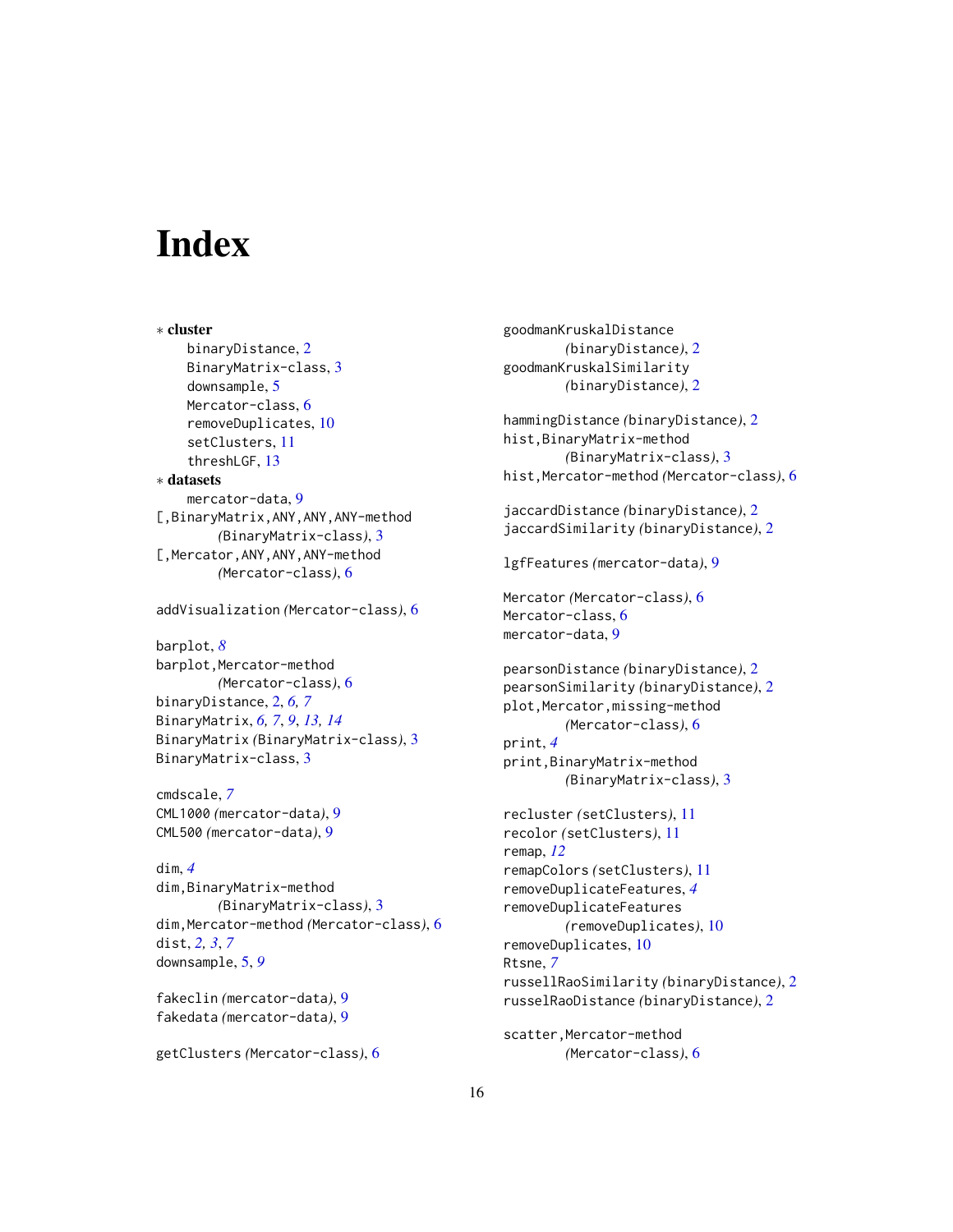# Index

∗ **cluster**
 binaryDistance, 2
 BinaryMatrix-class, 3
 downsample, 5
 Mercator-class, 6
 removeDuplicates, 10
 setClusters, 11
 threshLGF, 13

∗ **datasets**
 mercator-data, 9

[,BinaryMatrix,ANY,ANY,ANY-method *(BinaryMatrix-class)*, 3
[,Mercator,ANY,ANY,ANY-method *(Mercator-class)*, 6

addVisualization *(Mercator-class)*, 6

barplot, *8*
barplot,Mercator-method *(Mercator-class)*, 6
binaryDistance, 2, *6, 7*
BinaryMatrix, *6, 7*, *9*, *13, 14*
BinaryMatrix *(BinaryMatrix-class)*, 3
BinaryMatrix-class, 3

cmdscale, *7*
CML1000 *(mercator-data)*, 9
CML500 *(mercator-data)*, 9

dim, *4*
dim,BinaryMatrix-method *(BinaryMatrix-class)*, 3
dim,Mercator-method *(Mercator-class)*, 6
dist, *2, 3*, *7*
downsample, 5, *9*

fakeclin *(mercator-data)*, 9
fakedata *(mercator-data)*, 9

getClusters *(Mercator-class)*, 6

goodmanKruskalDistance *(binaryDistance)*, 2
goodmanKruskalSimilarity *(binaryDistance)*, 2

hammingDistance *(binaryDistance)*, 2
hist,BinaryMatrix-method *(BinaryMatrix-class)*, 3
hist,Mercator-method *(Mercator-class)*, 6

jaccardDistance *(binaryDistance)*, 2
jaccardSimilarity *(binaryDistance)*, 2

lgfFeatures *(mercator-data)*, 9

Mercator *(Mercator-class)*, 6
Mercator-class, 6
mercator-data, 9

pearsonDistance *(binaryDistance)*, 2
pearsonSimilarity *(binaryDistance)*, 2
plot,Mercator,missing-method *(Mercator-class)*, 6
print, *4*
print,BinaryMatrix-method *(BinaryMatrix-class)*, 3

recluster *(setClusters)*, 11
recolor *(setClusters)*, 11
remap, *12*
remapColors *(setClusters)*, 11
removeDuplicateFeatures, *4*
removeDuplicateFeatures *(removeDuplicates)*, 10
removeDuplicates, 10
Rtsne, *7*
russellRaoSimilarity *(binaryDistance)*, 2
russelRaoDistance *(binaryDistance)*, 2

scatter,Mercator-method *(Mercator-class)*, 6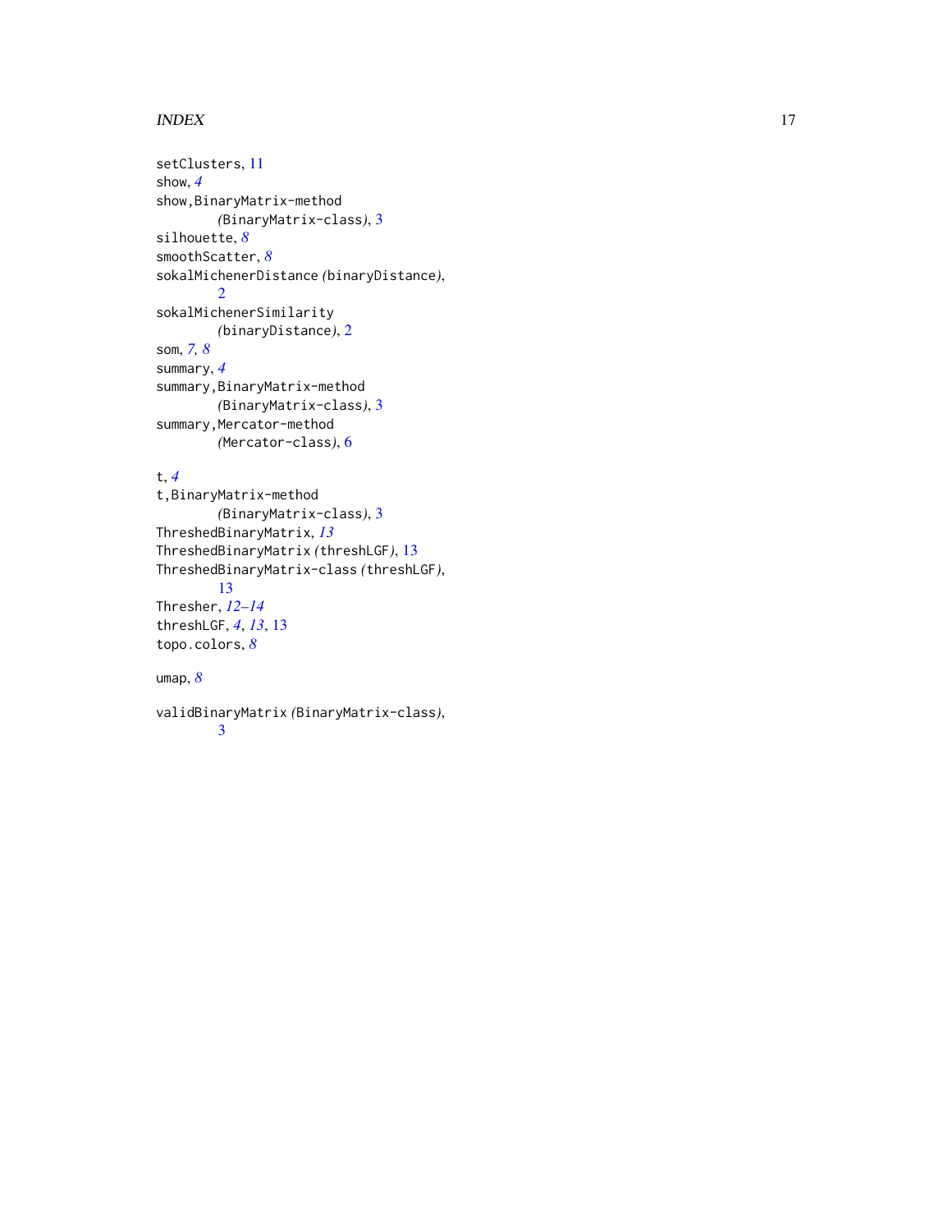setClusters, 11
show, *4*
show,BinaryMatrix-method
        *(*BinaryMatrix-class*)*, 3
silhouette, *8*
smoothScatter, *8*
sokalMichenerDistance *(*binaryDistance*)*,
        2
sokalMichenerSimilarity
        *(*binaryDistance*)*, 2
som, *7, 8*
summary, *4*
summary,BinaryMatrix-method
        *(*BinaryMatrix-class*)*, 3
summary,Mercator-method
        *(*Mercator-class*)*, 6

t, *4*
t,BinaryMatrix-method
        *(*BinaryMatrix-class*)*, 3
ThreshedBinaryMatrix, *13*
ThreshedBinaryMatrix *(*threshLGF*)*, 13
ThreshedBinaryMatrix-class *(*threshLGF*)*,
        13
Thresher, *12–14*
threshLGF, *4*, *13*, 13
topo.colors, *8*

umap, *8*

validBinaryMatrix *(*BinaryMatrix-class*)*,
        3